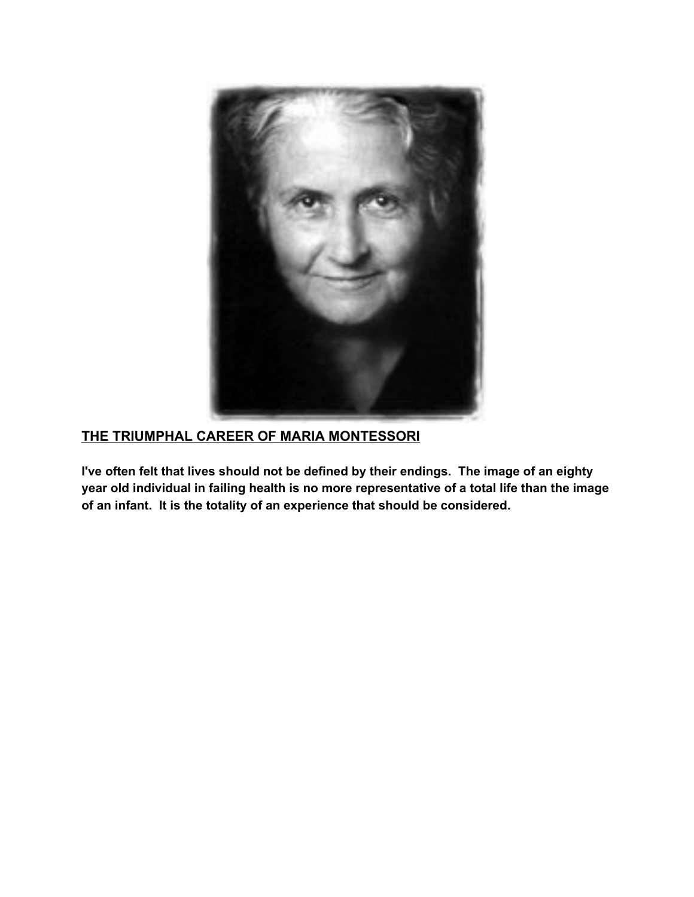## THE TRIUMPHAL CAREER OF MARIA MONTESSORI

**I've often felt that lives should not be defined by their endings. The image of an eighty year old individual in failing health is no more representative of a total life than the image of an infant. It is the totality of an experience that should be considered.**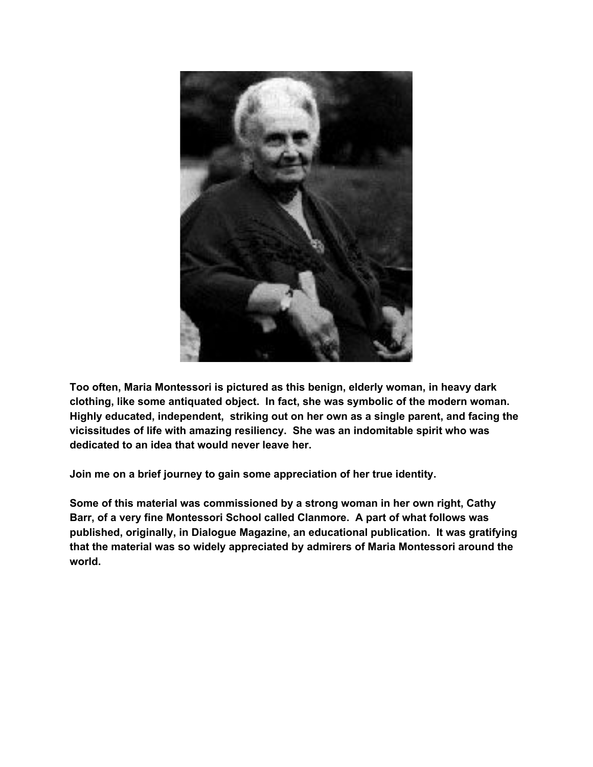**Too often, Maria Montessori is pictured as this benign, elderly woman, in heavy dark clothing, like some antiquated object. In fact, she was symbolic of the modern woman. Highly educated, independent, striking out on her own as a single parent, and facing the vicissitudes of life with amazing resiliency. She was an indomitable spirit who was dedicated to an idea that would never leave her.**

**Join me on a brief journey to gain some appreciation of her true identity.**

**Some of this material was commissioned by a strong woman in her own right, Cathy Barr, of a very fine Montessori School called Clanmore. A part of what follows was published, originally, in Dialogue Magazine, an educational publication. It was gratifying that the material was so widely appreciated by admirers of Maria Montessori around the world.**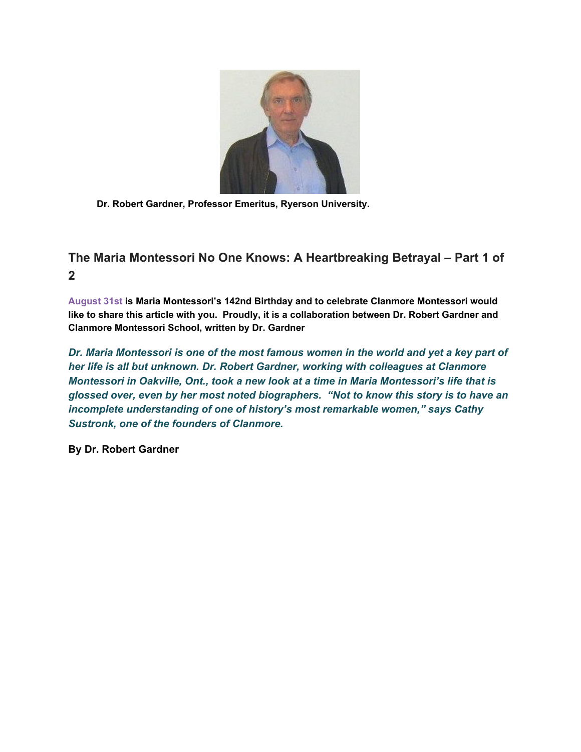**Dr. Robert Gardner, Professor Emeritus, Ryerson University.**

## The Maria Montessori No One Knows: A Heartbreaking Betrayal – Part 1 of 2

**August 31st is Maria Montessori's 142nd Birthday and to celebrate Clanmore Montessori would like to share this article with you. Proudly, it is a collaboration between Dr. Robert Gardner and Clanmore Montessori School, written by Dr. Gardner**

***Dr. Maria Montessori is one of the most famous women in the world and yet a key part of her life is all but unknown. Dr. Robert Gardner, working with colleagues at Clanmore Montessori in Oakville, Ont., took a new look at a time in Maria Montessori's life that is glossed over, even by her most noted biographers. "Not to know this story is to have an incomplete understanding of one of history's most remarkable women," says Cathy Sustronk, one of the founders of Clanmore.***

**By Dr. Robert Gardner**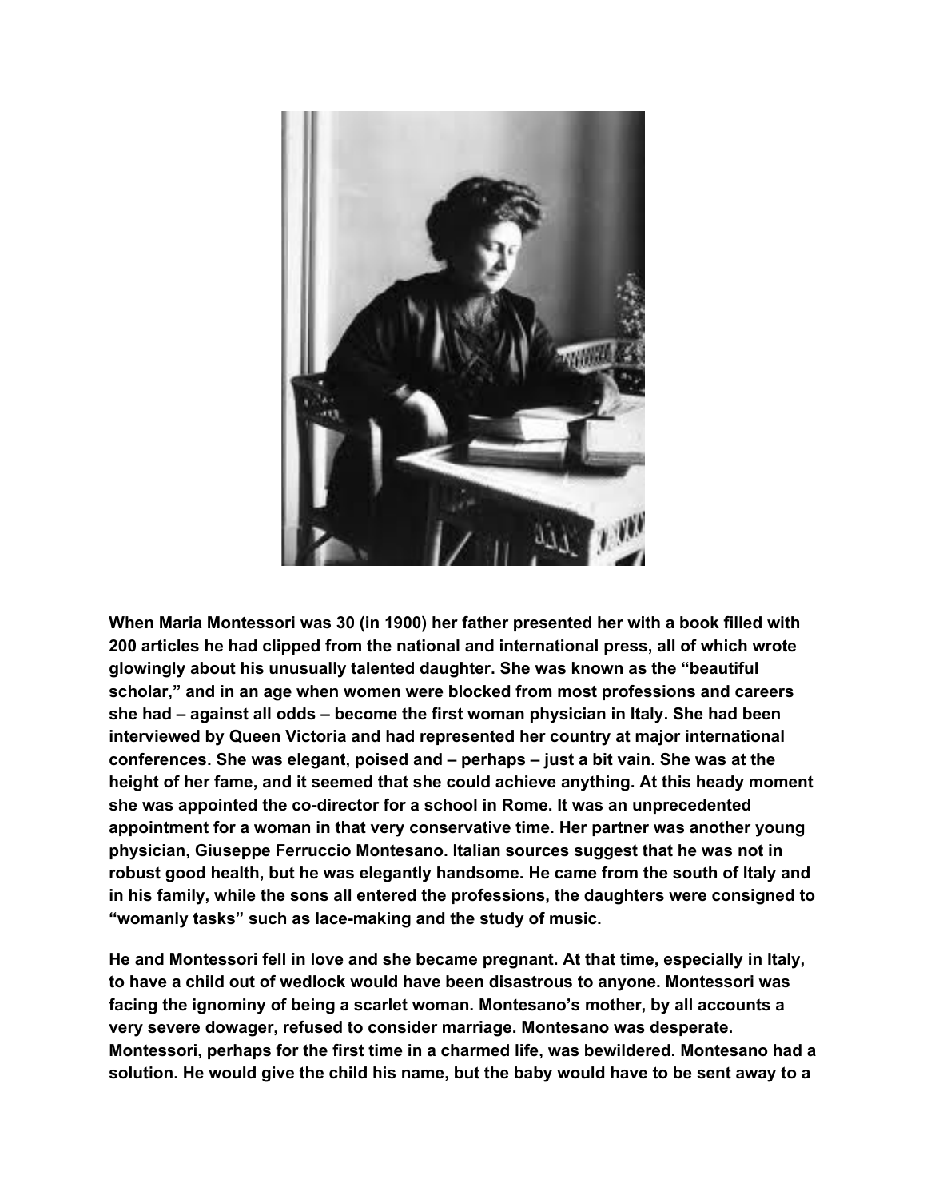**When Maria Montessori was 30 (in 1900) her father presented her with a book filled with 200 articles he had clipped from the national and international press, all of which wrote glowingly about his unusually talented daughter. She was known as the "beautiful scholar," and in an age when women were blocked from most professions and careers she had – against all odds – become the first woman physician in Italy. She had been interviewed by Queen Victoria and had represented her country at major international conferences. She was elegant, poised and – perhaps – just a bit vain. She was at the height of her fame, and it seemed that she could achieve anything. At this heady moment she was appointed the co-director for a school in Rome. It was an unprecedented appointment for a woman in that very conservative time. Her partner was another young physician, Giuseppe Ferruccio Montesano. Italian sources suggest that he was not in robust good health, but he was elegantly handsome. He came from the south of Italy and in his family, while the sons all entered the professions, the daughters were consigned to "womanly tasks" such as lace-making and the study of music.**

**He and Montessori fell in love and she became pregnant. At that time, especially in Italy, to have a child out of wedlock would have been disastrous to anyone. Montessori was facing the ignominy of being a scarlet woman. Montesano's mother, by all accounts a very severe dowager, refused to consider marriage. Montesano was desperate. Montessori, perhaps for the first time in a charmed life, was bewildered. Montesano had a solution. He would give the child his name, but the baby would have to be sent away to a**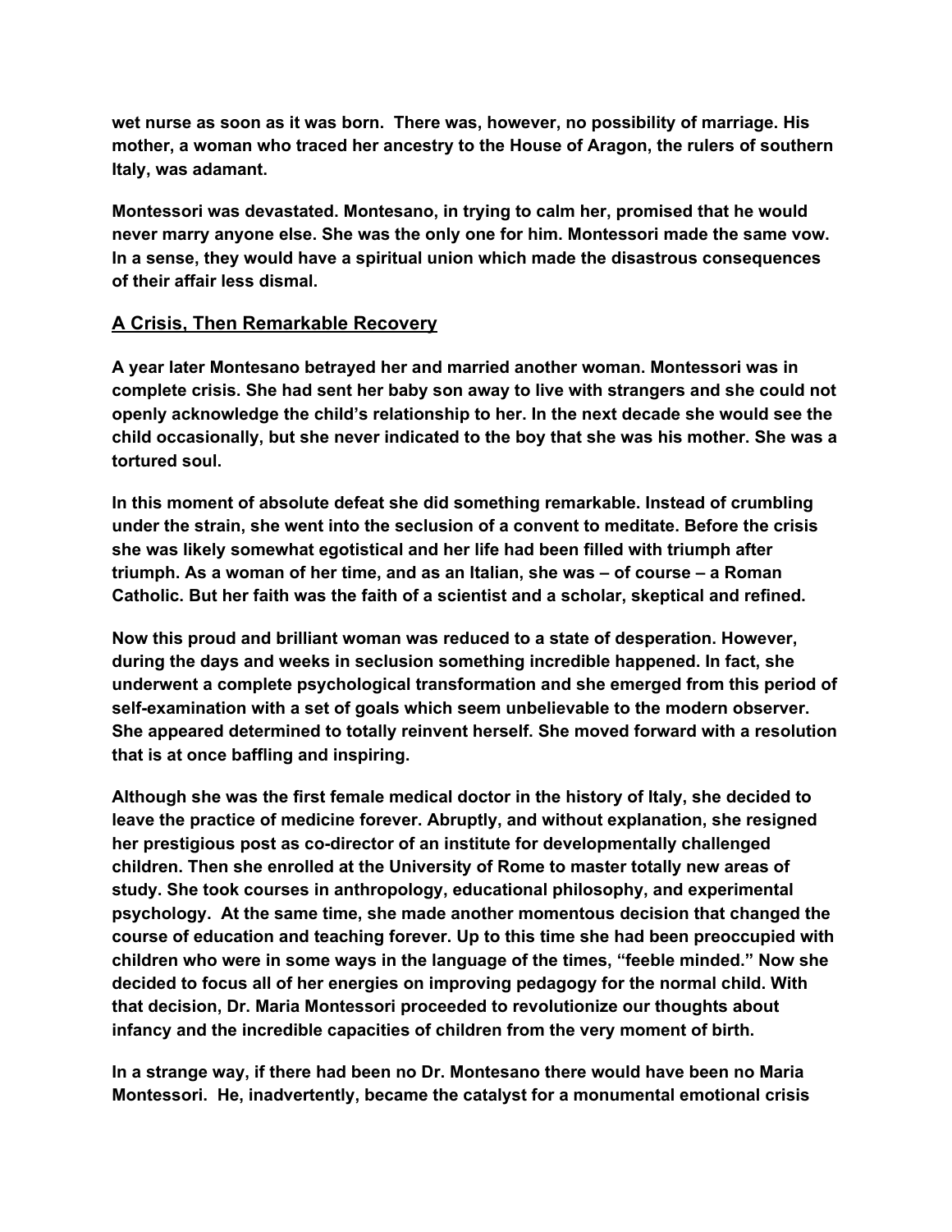**wet nurse as soon as it was born. There was, however, no possibility of marriage. His mother, a woman who traced her ancestry to the House of Aragon, the rulers of southern Italy, was adamant.**

**Montessori was devastated. Montesano, in trying to calm her, promised that he would never marry anyone else. She was the only one for him. Montessori made the same vow. In a sense, they would have a spiritual union which made the disastrous consequences of their affair less dismal.**

## A Crisis, Then Remarkable Recovery

**A year later Montesano betrayed her and married another woman. Montessori was in complete crisis. She had sent her baby son away to live with strangers and she could not openly acknowledge the child's relationship to her. In the next decade she would see the child occasionally, but she never indicated to the boy that she was his mother. She was a tortured soul.**

**In this moment of absolute defeat she did something remarkable. Instead of crumbling under the strain, she went into the seclusion of a convent to meditate. Before the crisis she was likely somewhat egotistical and her life had been filled with triumph after triumph. As a woman of her time, and as an Italian, she was – of course – a Roman Catholic. But her faith was the faith of a scientist and a scholar, skeptical and refined.**

**Now this proud and brilliant woman was reduced to a state of desperation. However, during the days and weeks in seclusion something incredible happened. In fact, she underwent a complete psychological transformation and she emerged from this period of self-examination with a set of goals which seem unbelievable to the modern observer. She appeared determined to totally reinvent herself. She moved forward with a resolution that is at once baffling and inspiring.**

**Although she was the first female medical doctor in the history of Italy, she decided to leave the practice of medicine forever. Abruptly, and without explanation, she resigned her prestigious post as co-director of an institute for developmentally challenged children. Then she enrolled at the University of Rome to master totally new areas of study. She took courses in anthropology, educational philosophy, and experimental psychology. At the same time, she made another momentous decision that changed the course of education and teaching forever. Up to this time she had been preoccupied with children who were in some ways in the language of the times, "feeble minded." Now she decided to focus all of her energies on improving pedagogy for the normal child. With that decision, Dr. Maria Montessori proceeded to revolutionize our thoughts about infancy and the incredible capacities of children from the very moment of birth.**

**In a strange way, if there had been no Dr. Montesano there would have been no Maria Montessori. He, inadvertently, became the catalyst for a monumental emotional crisis**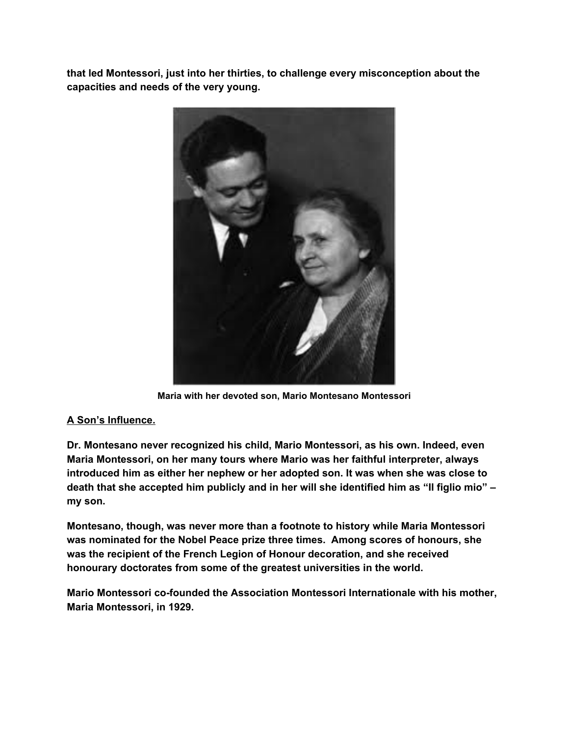**that led Montessori, just into her thirties, to challenge every misconception about the capacities and needs of the very young.**

**Maria with her devoted son, Mario Montesano Montessori**

**A Son's Influence.**

**Dr. Montesano never recognized his child, Mario Montessori, as his own. Indeed, even Maria Montessori, on her many tours where Mario was her faithful interpreter, always introduced him as either her nephew or her adopted son. It was when she was close to death that she accepted him publicly and in her will she identified him as "Il figlio mio" – my son.**

**Montesano, though, was never more than a footnote to history while Maria Montessori was nominated for the Nobel Peace prize three times. Among scores of honours, she was the recipient of the French Legion of Honour decoration, and she received honourary doctorates from some of the greatest universities in the world.**

**Mario Montessori co-founded the Association Montessori Internationale with his mother, Maria Montessori, in 1929.**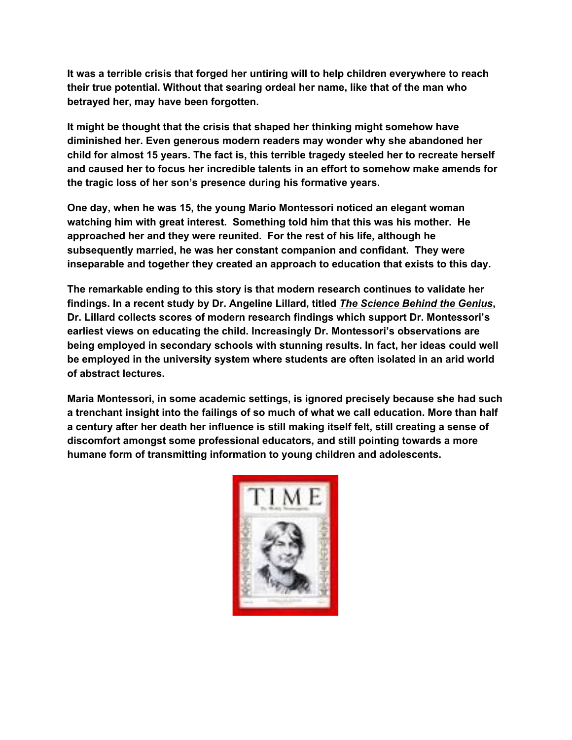**It was a terrible crisis that forged her untiring will to help children everywhere to reach their true potential. Without that searing ordeal her name, like that of the man who betrayed her, may have been forgotten.**

**It might be thought that the crisis that shaped her thinking might somehow have diminished her. Even generous modern readers may wonder why she abandoned her child for almost 15 years. The fact is, this terrible tragedy steeled her to recreate herself and caused her to focus her incredible talents in an effort to somehow make amends for the tragic loss of her son's presence during his formative years.**

**One day, when he was 15, the young Mario Montessori noticed an elegant woman watching him with great interest. Something told him that this was his mother. He approached her and they were reunited. For the rest of his life, although he subsequently married, he was her constant companion and confidant. They were inseparable and together they created an approach to education that exists to this day.**

**The remarkable ending to this story is that modern research continues to validate her findings. In a recent study by Dr. Angeline Lillard, titled *The Science Behind the Genius*, Dr. Lillard collects scores of modern research findings which support Dr. Montessori's earliest views on educating the child. Increasingly Dr. Montessori's observations are being employed in secondary schools with stunning results. In fact, her ideas could well be employed in the university system where students are often isolated in an arid world of abstract lectures.**

**Maria Montessori, in some academic settings, is ignored precisely because she had such a trenchant insight into the failings of so much of what we call education. More than half a century after her death her influence is still making itself felt, still creating a sense of discomfort amongst some professional educators, and still pointing towards a more humane form of transmitting information to young children and adolescents.**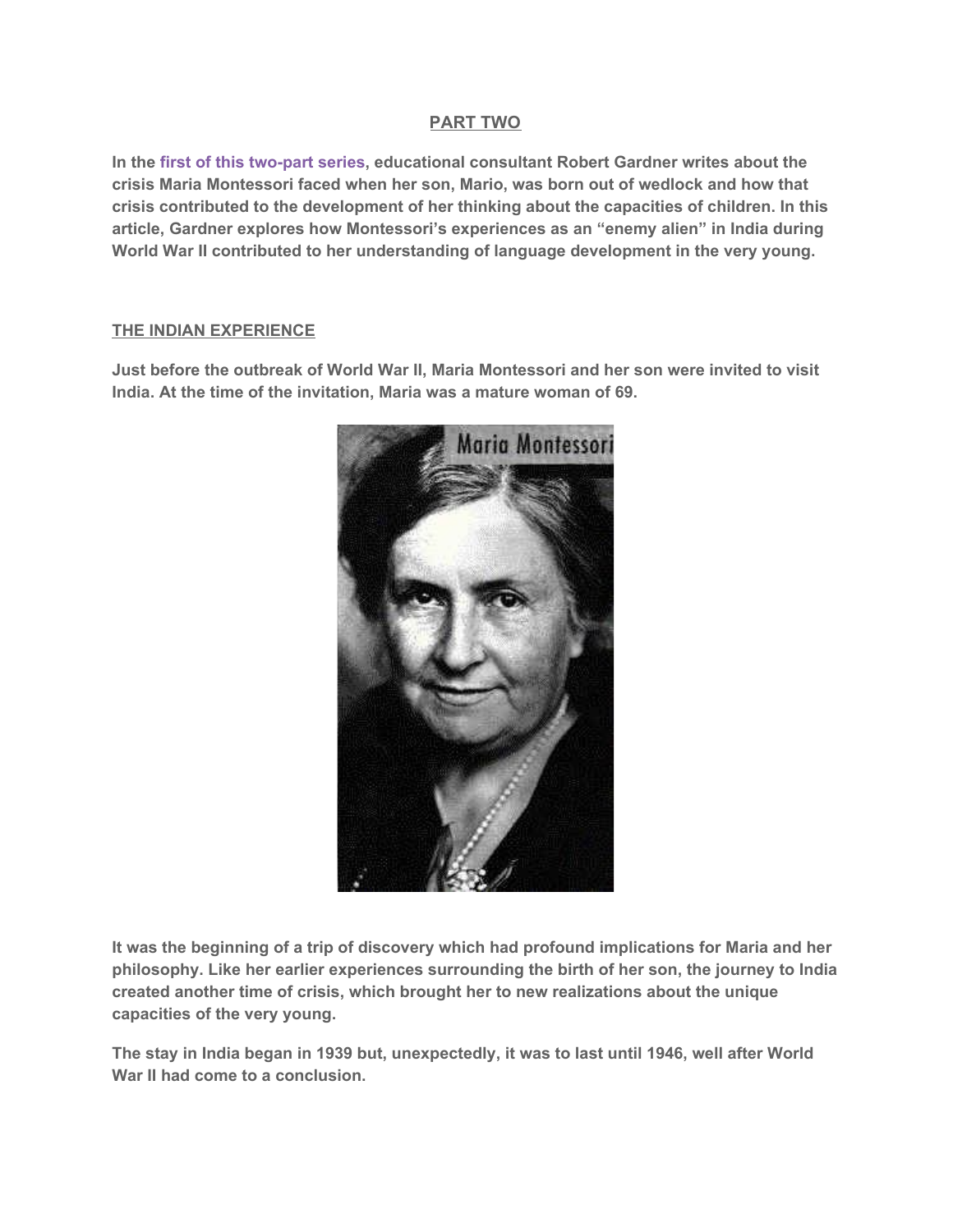## PART TWO

**In the first of this two-part series, educational consultant Robert Gardner writes about the crisis Maria Montessori faced when her son, Mario, was born out of wedlock and how that crisis contributed to the development of her thinking about the capacities of children. In this article, Gardner explores how Montessori's experiences as an "enemy alien" in India during World War II contributed to her understanding of language development in the very young.**

### THE INDIAN EXPERIENCE

**Just before the outbreak of World War II, Maria Montessori and her son were invited to visit India. At the time of the invitation, Maria was a mature woman of 69.**

**It was the beginning of a trip of discovery which had profound implications for Maria and her philosophy. Like her earlier experiences surrounding the birth of her son, the journey to India created another time of crisis, which brought her to new realizations about the unique capacities of the very young.**

**The stay in India began in 1939 but, unexpectedly, it was to last until 1946, well after World War II had come to a conclusion.**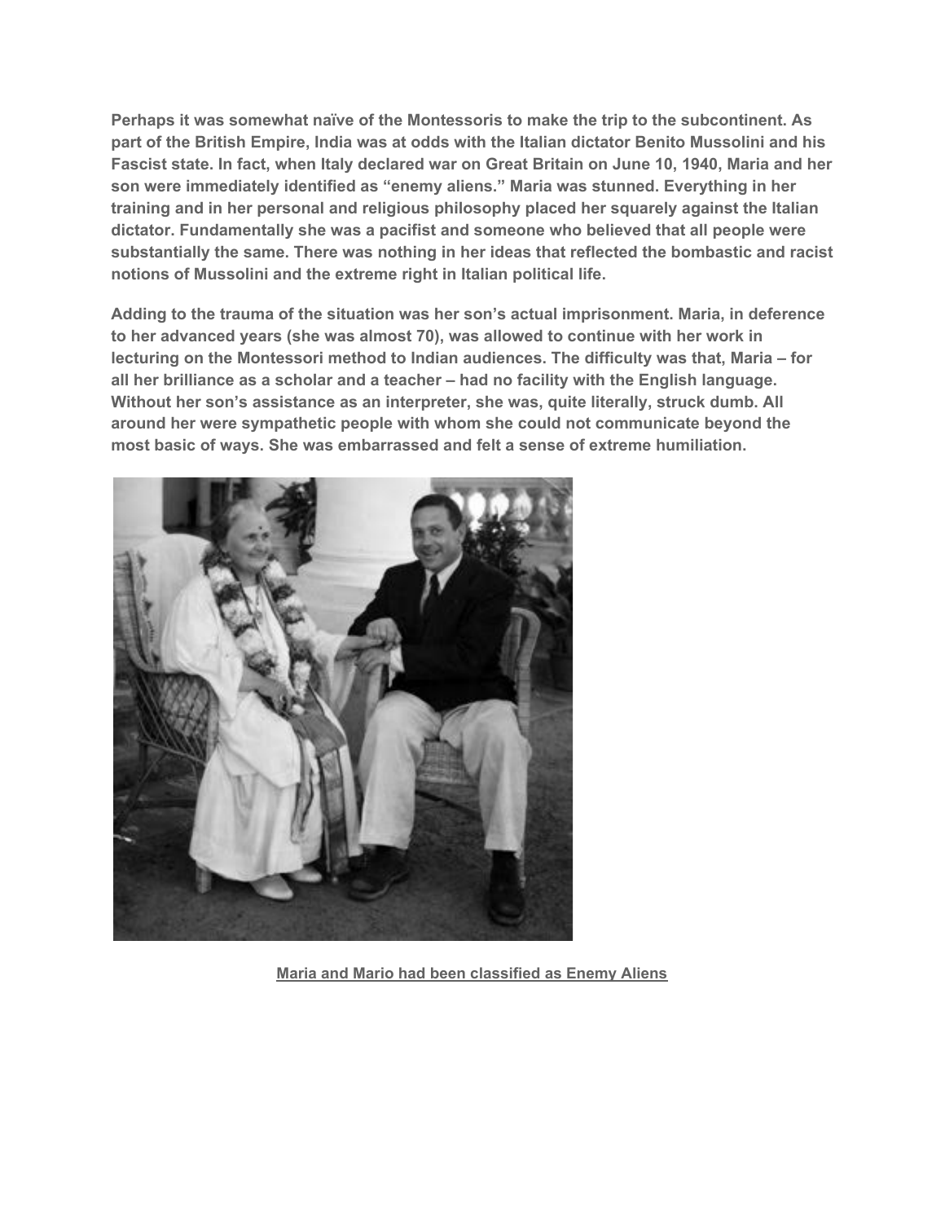**Perhaps it was somewhat naïve of the Montessoris to make the trip to the subcontinent. As part of the British Empire, India was at odds with the Italian dictator Benito Mussolini and his Fascist state. In fact, when Italy declared war on Great Britain on June 10, 1940, Maria and her son were immediately identified as "enemy aliens." Maria was stunned. Everything in her training and in her personal and religious philosophy placed her squarely against the Italian dictator. Fundamentally she was a pacifist and someone who believed that all people were substantially the same. There was nothing in her ideas that reflected the bombastic and racist notions of Mussolini and the extreme right in Italian political life.**

**Adding to the trauma of the situation was her son's actual imprisonment. Maria, in deference to her advanced years (she was almost 70), was allowed to continue with her work in lecturing on the Montessori method to Indian audiences. The difficulty was that, Maria – for all her brilliance as a scholar and a teacher – had no facility with the English language. Without her son's assistance as an interpreter, she was, quite literally, struck dumb. All around her were sympathetic people with whom she could not communicate beyond the most basic of ways. She was embarrassed and felt a sense of extreme humiliation.**

**Maria and Mario had been classified as Enemy Aliens**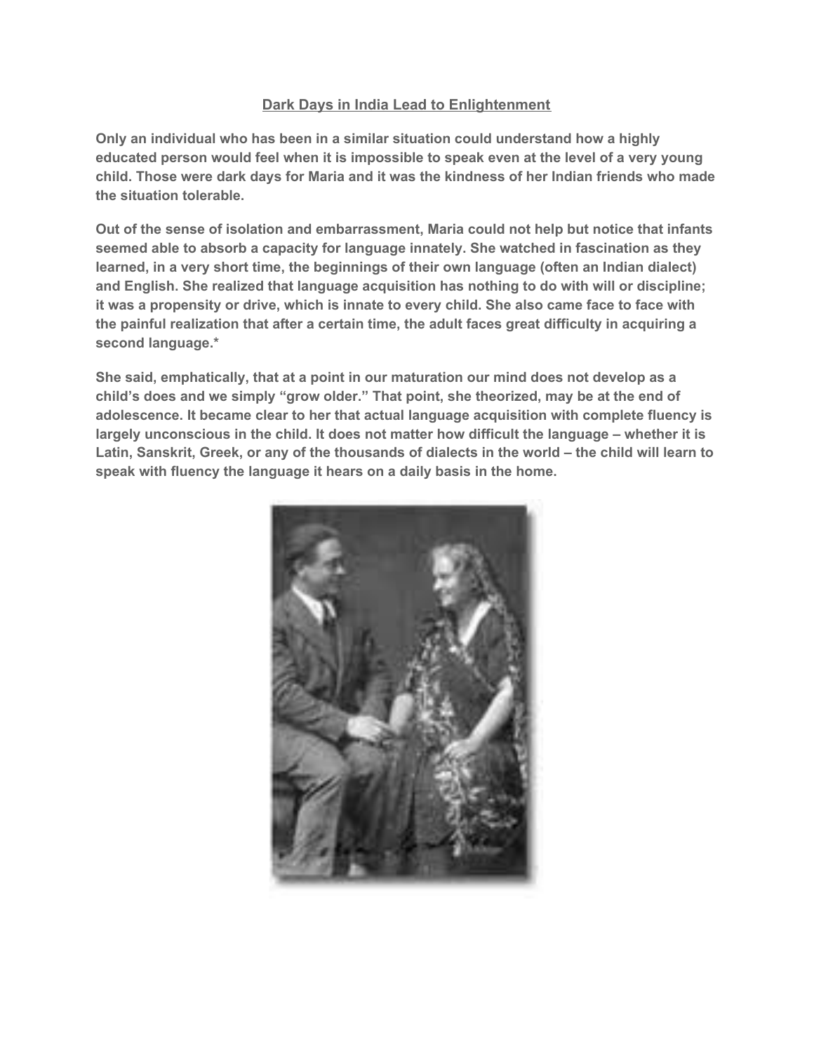## Dark Days in India Lead to Enlightenment

**Only an individual who has been in a similar situation could understand how a highly educated person would feel when it is impossible to speak even at the level of a very young child. Those were dark days for Maria and it was the kindness of her Indian friends who made the situation tolerable.**

**Out of the sense of isolation and embarrassment, Maria could not help but notice that infants seemed able to absorb a capacity for language innately. She watched in fascination as they learned, in a very short time, the beginnings of their own language (often an Indian dialect) and English. She realized that language acquisition has nothing to do with will or discipline; it was a propensity or drive, which is innate to every child. She also came face to face with the painful realization that after a certain time, the adult faces great difficulty in acquiring a second language.***

**She said, emphatically, that at a point in our maturation our mind does not develop as a child's does and we simply "grow older." That point, she theorized, may be at the end of adolescence. It became clear to her that actual language acquisition with complete fluency is largely unconscious in the child. It does not matter how difficult the language – whether it is Latin, Sanskrit, Greek, or any of the thousands of dialects in the world – the child will learn to speak with fluency the language it hears on a daily basis in the home.**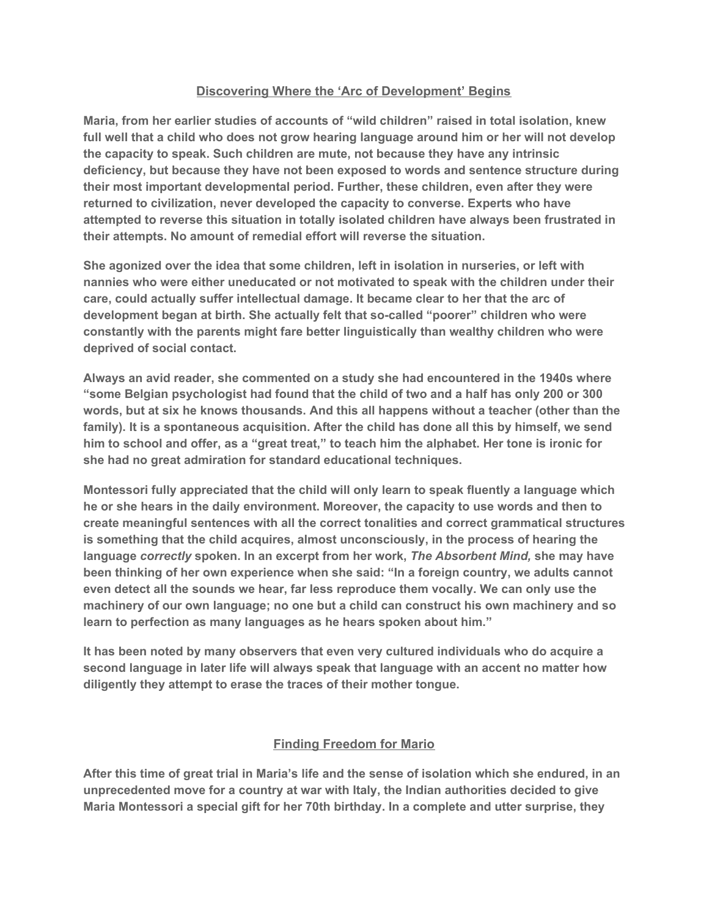## Discovering Where the 'Arc of Development' Begins

**Maria, from her earlier studies of accounts of "wild children" raised in total isolation, knew full well that a child who does not grow hearing language around him or her will not develop the capacity to speak. Such children are mute, not because they have any intrinsic deficiency, but because they have not been exposed to words and sentence structure during their most important developmental period. Further, these children, even after they were returned to civilization, never developed the capacity to converse. Experts who have attempted to reverse this situation in totally isolated children have always been frustrated in their attempts. No amount of remedial effort will reverse the situation.**

**She agonized over the idea that some children, left in isolation in nurseries, or left with nannies who were either uneducated or not motivated to speak with the children under their care, could actually suffer intellectual damage. It became clear to her that the arc of development began at birth. She actually felt that so-called "poorer" children who were constantly with the parents might fare better linguistically than wealthy children who were deprived of social contact.**

**Always an avid reader, she commented on a study she had encountered in the 1940s where "some Belgian psychologist had found that the child of two and a half has only 200 or 300 words, but at six he knows thousands. And this all happens without a teacher (other than the family). It is a spontaneous acquisition. After the child has done all this by himself, we send him to school and offer, as a "great treat," to teach him the alphabet. Her tone is ironic for she had no great admiration for standard educational techniques.**

**Montessori fully appreciated that the child will only learn to speak fluently a language which he or she hears in the daily environment. Moreover, the capacity to use words and then to create meaningful sentences with all the correct tonalities and correct grammatical structures is something that the child acquires, almost unconsciously, in the process of hearing the language *correctly* spoken. In an excerpt from her work, *The Absorbent Mind,* she may have been thinking of her own experience when she said: "In a foreign country, we adults cannot even detect all the sounds we hear, far less reproduce them vocally. We can only use the machinery of our own language; no one but a child can construct his own machinery and so learn to perfection as many languages as he hears spoken about him."**

**It has been noted by many observers that even very cultured individuals who do acquire a second language in later life will always speak that language with an accent no matter how diligently they attempt to erase the traces of their mother tongue.**

## Finding Freedom for Mario

**After this time of great trial in Maria's life and the sense of isolation which she endured, in an unprecedented move for a country at war with Italy, the Indian authorities decided to give Maria Montessori a special gift for her 70th birthday. In a complete and utter surprise, they**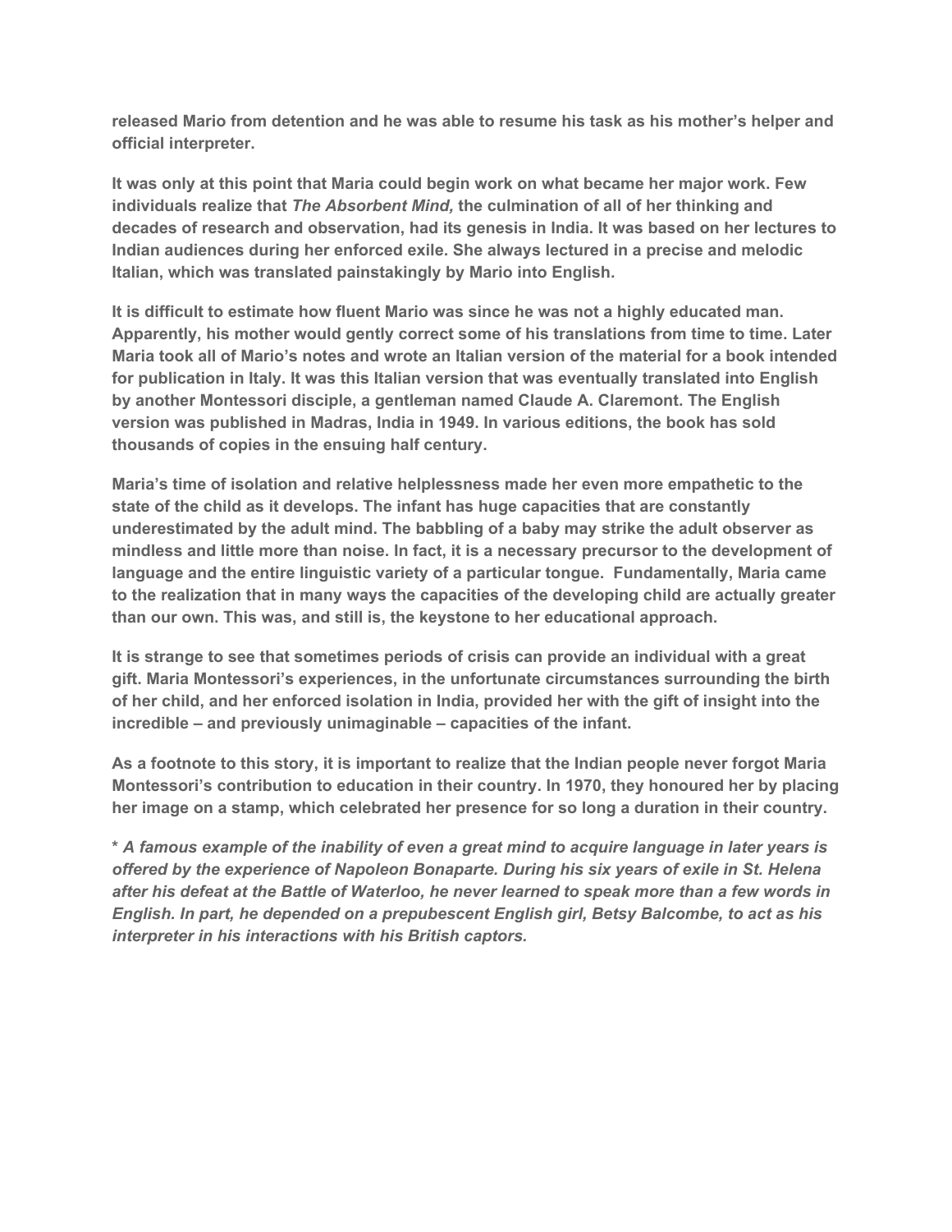**released Mario from detention and he was able to resume his task as his mother's helper and official interpreter.**

**It was only at this point that Maria could begin work on what became her major work. Few individuals realize that *The Absorbent Mind,* the culmination of all of her thinking and decades of research and observation, had its genesis in India. It was based on her lectures to Indian audiences during her enforced exile. She always lectured in a precise and melodic Italian, which was translated painstakingly by Mario into English.**

**It is difficult to estimate how fluent Mario was since he was not a highly educated man. Apparently, his mother would gently correct some of his translations from time to time. Later Maria took all of Mario's notes and wrote an Italian version of the material for a book intended for publication in Italy. It was this Italian version that was eventually translated into English by another Montessori disciple, a gentleman named Claude A. Claremont. The English version was published in Madras, India in 1949. In various editions, the book has sold thousands of copies in the ensuing half century.**

**Maria's time of isolation and relative helplessness made her even more empathetic to the state of the child as it develops. The infant has huge capacities that are constantly underestimated by the adult mind. The babbling of a baby may strike the adult observer as mindless and little more than noise. In fact, it is a necessary precursor to the development of language and the entire linguistic variety of a particular tongue. Fundamentally, Maria came to the realization that in many ways the capacities of the developing child are actually greater than our own. This was, and still is, the keystone to her educational approach.**

**It is strange to see that sometimes periods of crisis can provide an individual with a great gift. Maria Montessori's experiences, in the unfortunate circumstances surrounding the birth of her child, and her enforced isolation in India, provided her with the gift of insight into the incredible – and previously unimaginable – capacities of the infant.**

**As a footnote to this story, it is important to realize that the Indian people never forgot Maria Montessori's contribution to education in their country. In 1970, they honoured her by placing her image on a stamp, which celebrated her presence for so long a duration in their country.**

**\* *A famous example of the inability of even a great mind to acquire language in later years is offered by the experience of Napoleon Bonaparte. During his six years of exile in St. Helena after his defeat at the Battle of Waterloo, he never learned to speak more than a few words in English. In part, he depended on a prepubescent English girl, Betsy Balcombe, to act as his interpreter in his interactions with his British captors.***